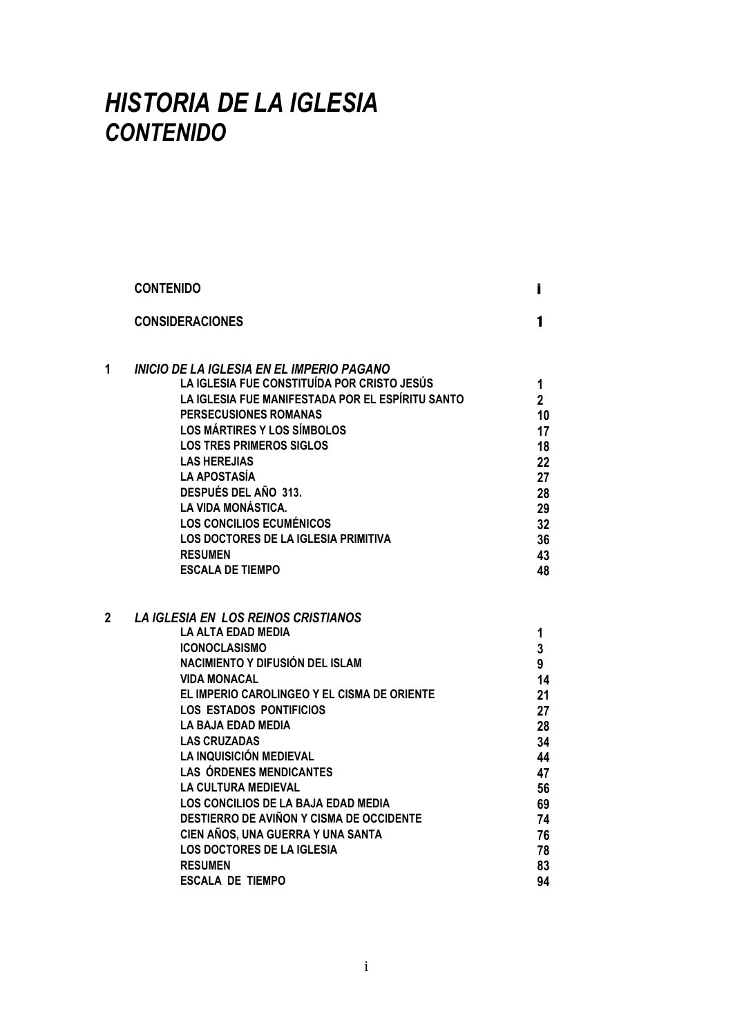# *HISTORIA DE LA IGLESIA*
# *CONTENIDO*

| | | |
|---|---|---|
| | **CONTENIDO** | **i** |
| | **CONSIDERACIONES** | **1** |
| **1** | ***INICIO DE LA IGLESIA EN EL IMPERIO PAGANO*** | |
| | **LA IGLESIA FUE CONSTITUÍDA POR CRISTO JESÚS** | **1** |
| | **LA IGLESIA FUE MANIFESTADA POR EL ESPÍRITU SANTO** | **2** |
| | **PERSECUSIONES ROMANAS** | **10** |
| | **LOS MÁRTIRES Y LOS SÍMBOLOS** | **17** |
| | **LOS TRES PRIMEROS SIGLOS** | **18** |
| | **LAS HEREJIAS** | **22** |
| | **LA APOSTASÍA** | **27** |
| | **DESPUÉS DEL AÑO 313.** | **28** |
| | **LA VIDA MONÁSTICA.** | **29** |
| | **LOS CONCILIOS ECUMÉNICOS** | **32** |
| | **LOS DOCTORES DE LA IGLESIA PRIMITIVA** | **36** |
| | **RESUMEN** | **43** |
| | **ESCALA DE TIEMPO** | **48** |
| **2** | ***LA IGLESIA EN LOS REINOS CRISTIANOS*** | |
| | **LA ALTA EDAD MEDIA** | **1** |
| | **ICONOCLASISMO** | **3** |
| | **NACIMIENTO Y DIFUSIÓN DEL ISLAM** | **9** |
| | **VIDA MONACAL** | **14** |
| | **EL IMPERIO CAROLINGEO Y EL CISMA DE ORIENTE** | **21** |
| | **LOS ESTADOS PONTIFICIOS** | **27** |
| | **LA BAJA EDAD MEDIA** | **28** |
| | **LAS CRUZADAS** | **34** |
| | **LA INQUISICIÓN MEDIEVAL** | **44** |
| | **LAS ÓRDENES MENDICANTES** | **47** |
| | **LA CULTURA MEDIEVAL** | **56** |
| | **LOS CONCILIOS DE LA BAJA EDAD MEDIA** | **69** |
| | **DESTIERRO DE AVIÑON Y CISMA DE OCCIDENTE** | **74** |
| | **CIEN AÑOS, UNA GUERRA Y UNA SANTA** | **76** |
| | **LOS DOCTORES DE LA IGLESIA** | **78** |
| | **RESUMEN** | **83** |
| | **ESCALA DE TIEMPO** | **94** |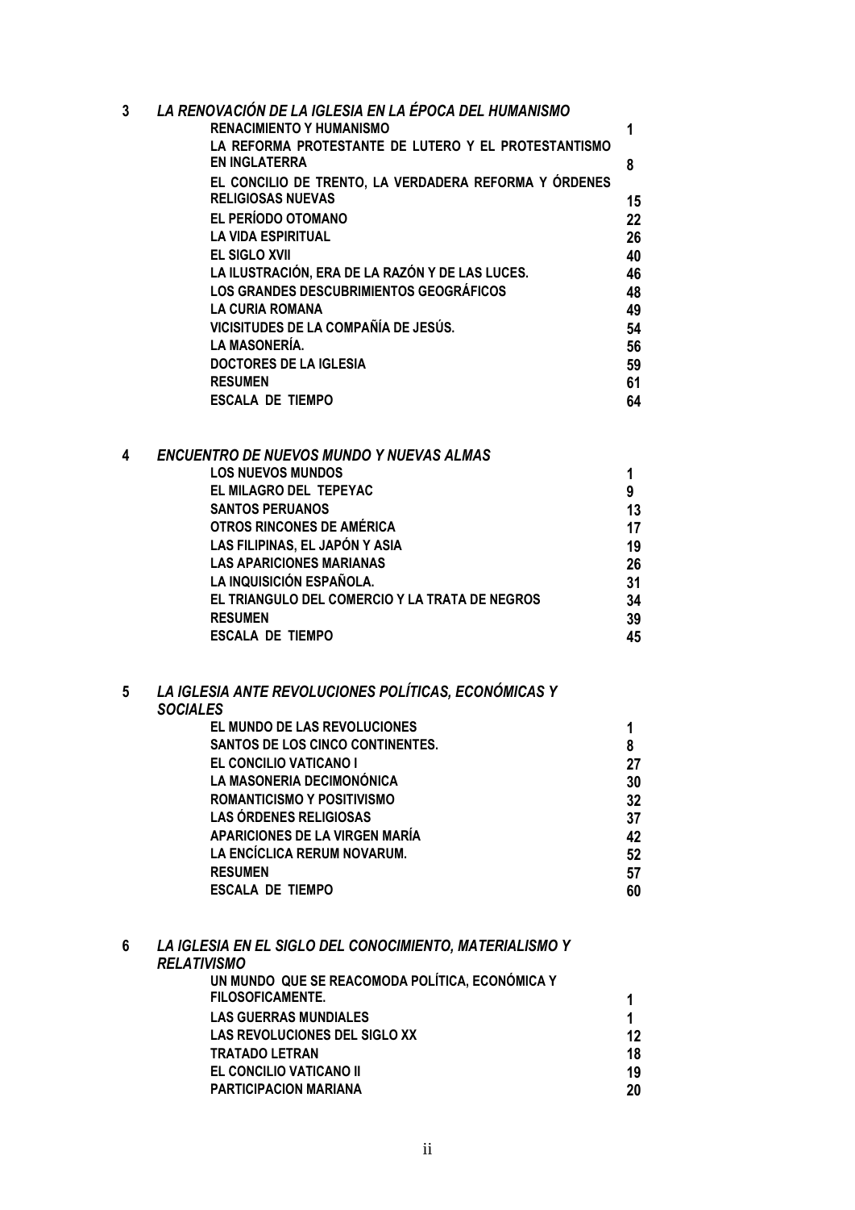| | | |
|---|---|---|
| **3** | ***LA RENOVACIÓN DE LA IGLESIA EN LA ÉPOCA DEL HUMANISMO*** | |
| | **RENACIMIENTO Y HUMANISMO** | **1** |
| | **LA REFORMA PROTESTANTE DE LUTERO Y EL PROTESTANTISMO EN INGLATERRA** | **8** |
| | **EL CONCILIO DE TRENTO, LA VERDADERA REFORMA Y ÓRDENES RELIGIOSAS NUEVAS** | **15** |
| | **EL PERÍODO OTOMANO** | **22** |
| | **LA VIDA ESPIRITUAL** | **26** |
| | **EL SIGLO XVII** | **40** |
| | **LA ILUSTRACIÓN, ERA DE LA RAZÓN Y DE LAS LUCES.** | **46** |
| | **LOS GRANDES DESCUBRIMIENTOS GEOGRÁFICOS** | **48** |
| | **LA CURIA ROMANA** | **49** |
| | **VICISITUDES DE LA COMPAÑÍA DE JESÚS.** | **54** |
| | **LA MASONERÍA.** | **56** |
| | **DOCTORES DE LA IGLESIA** | **59** |
| | **RESUMEN** | **61** |
| | **ESCALA DE TIEMPO** | **64** |
| **4** | ***ENCUENTRO DE NUEVOS MUNDO Y NUEVAS ALMAS*** | |
| | **LOS NUEVOS MUNDOS** | **1** |
| | **EL MILAGRO DEL TEPEYAC** | **9** |
| | **SANTOS PERUANOS** | **13** |
| | **OTROS RINCONES DE AMÉRICA** | **17** |
| | **LAS FILIPINAS, EL JAPÓN Y ASIA** | **19** |
| | **LAS APARICIONES MARIANAS** | **26** |
| | **LA INQUISICIÓN ESPAÑOLA.** | **31** |
| | **EL TRIANGULO DEL COMERCIO Y LA TRATA DE NEGROS** | **34** |
| | **RESUMEN** | **39** |
| | **ESCALA DE TIEMPO** | **45** |
| **5** | ***LA IGLESIA ANTE REVOLUCIONES POLÍTICAS, ECONÓMICAS Y SOCIALES*** | |
| | **EL MUNDO DE LAS REVOLUCIONES** | **1** |
| | **SANTOS DE LOS CINCO CONTINENTES.** | **8** |
| | **EL CONCILIO VATICANO I** | **27** |
| | **LA MASONERIA DECIMONÓNICA** | **30** |
| | **ROMANTICISMO Y POSITIVISMO** | **32** |
| | **LAS ÓRDENES RELIGIOSAS** | **37** |
| | **APARICIONES DE LA VIRGEN MARÍA** | **42** |
| | **LA ENCÍCLICA RERUM NOVARUM.** | **52** |
| | **RESUMEN** | **57** |
| | **ESCALA DE TIEMPO** | **60** |
| **6** | ***LA IGLESIA EN EL SIGLO DEL CONOCIMIENTO, MATERIALISMO Y RELATIVISMO*** | |
| | **UN MUNDO QUE SE REACOMODA POLÍTICA, ECONÓMICA Y FILOSOFICAMENTE.** | **1** |
| | **LAS GUERRAS MUNDIALES** | **1** |
| | **LAS REVOLUCIONES DEL SIGLO XX** | **12** |
| | **TRATADO LETRAN** | **18** |
| | **EL CONCILIO VATICANO II** | **19** |
| | **PARTICIPACION MARIANA** | **20** |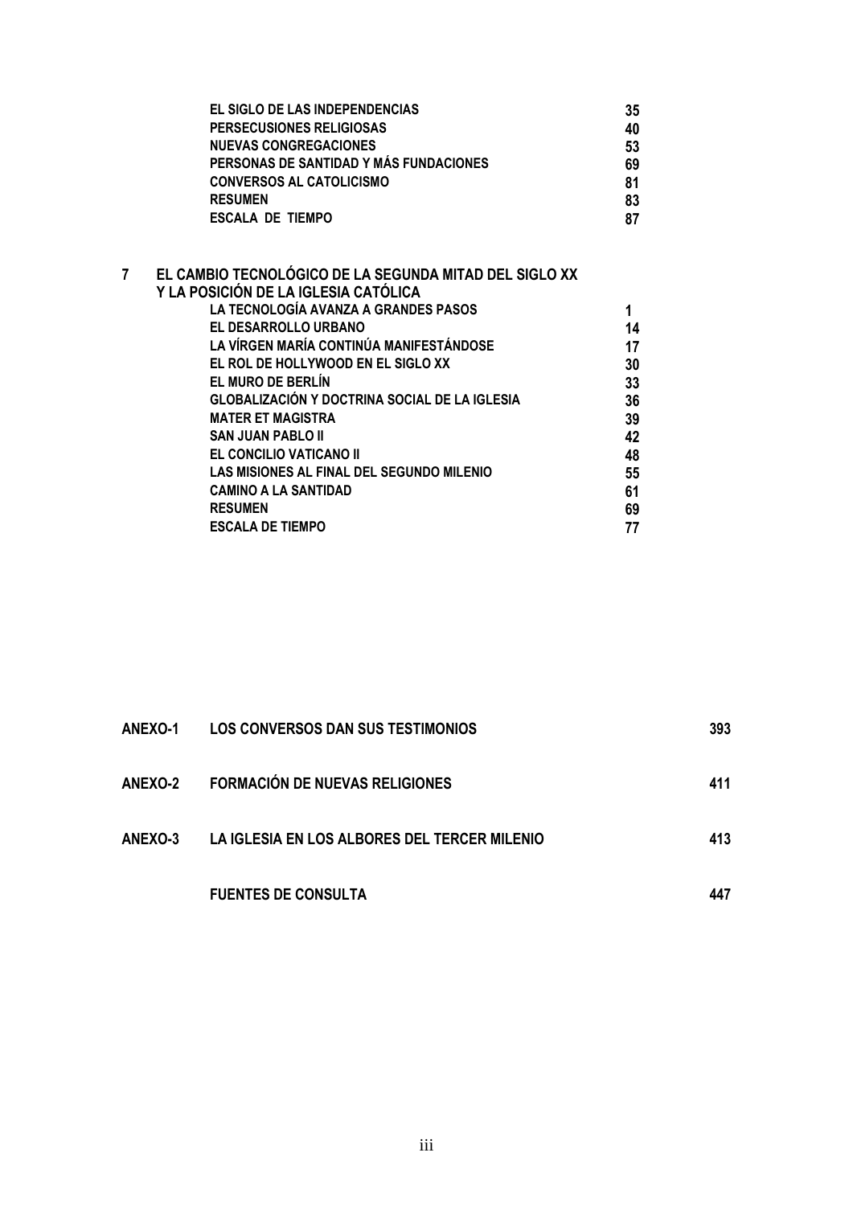| | |
|---|---|
| EL SIGLO DE LAS INDEPENDENCIAS | 35 |
| PERSECUSIONES RELIGIOSAS | 40 |
| NUEVAS CONGREGACIONES | 53 |
| PERSONAS DE SANTIDAD Y MÁS FUNDACIONES | 69 |
| CONVERSOS AL CATOLICISMO | 81 |
| RESUMEN | 83 |
| ESCALA DE TIEMPO | 87 |

**7 EL CAMBIO TECNOLÓGICO DE LA SEGUNDA MITAD DEL SIGLO XX Y LA POSICIÓN DE LA IGLESIA CATÓLICA**

| | |
|---|---|
| LA TECNOLOGÍA AVANZA A GRANDES PASOS | 1 |
| EL DESARROLLO URBANO | 14 |
| LA VÍRGEN MARÍA CONTINÚA MANIFESTÁNDOSE | 17 |
| EL ROL DE HOLLYWOOD EN EL SIGLO XX | 30 |
| EL MURO DE BERLÍN | 33 |
| GLOBALIZACIÓN Y DOCTRINA SOCIAL DE LA IGLESIA | 36 |
| MATER ET MAGISTRA | 39 |
| SAN JUAN PABLO II | 42 |
| EL CONCILIO VATICANO II | 48 |
| LAS MISIONES AL FINAL DEL SEGUNDO MILENIO | 55 |
| CAMINO A LA SANTIDAD | 61 |
| RESUMEN | 69 |
| ESCALA DE TIEMPO | 77 |

| | | |
|---|---|---|
| ANEXO-1 | LOS CONVERSOS DAN SUS TESTIMONIOS | 393 |
| ANEXO-2 | FORMACIÓN DE NUEVAS RELIGIONES | 411 |
| ANEXO-3 | LA IGLESIA EN LOS ALBORES DEL TERCER MILENIO | 413 |
| | FUENTES DE CONSULTA | 447 |